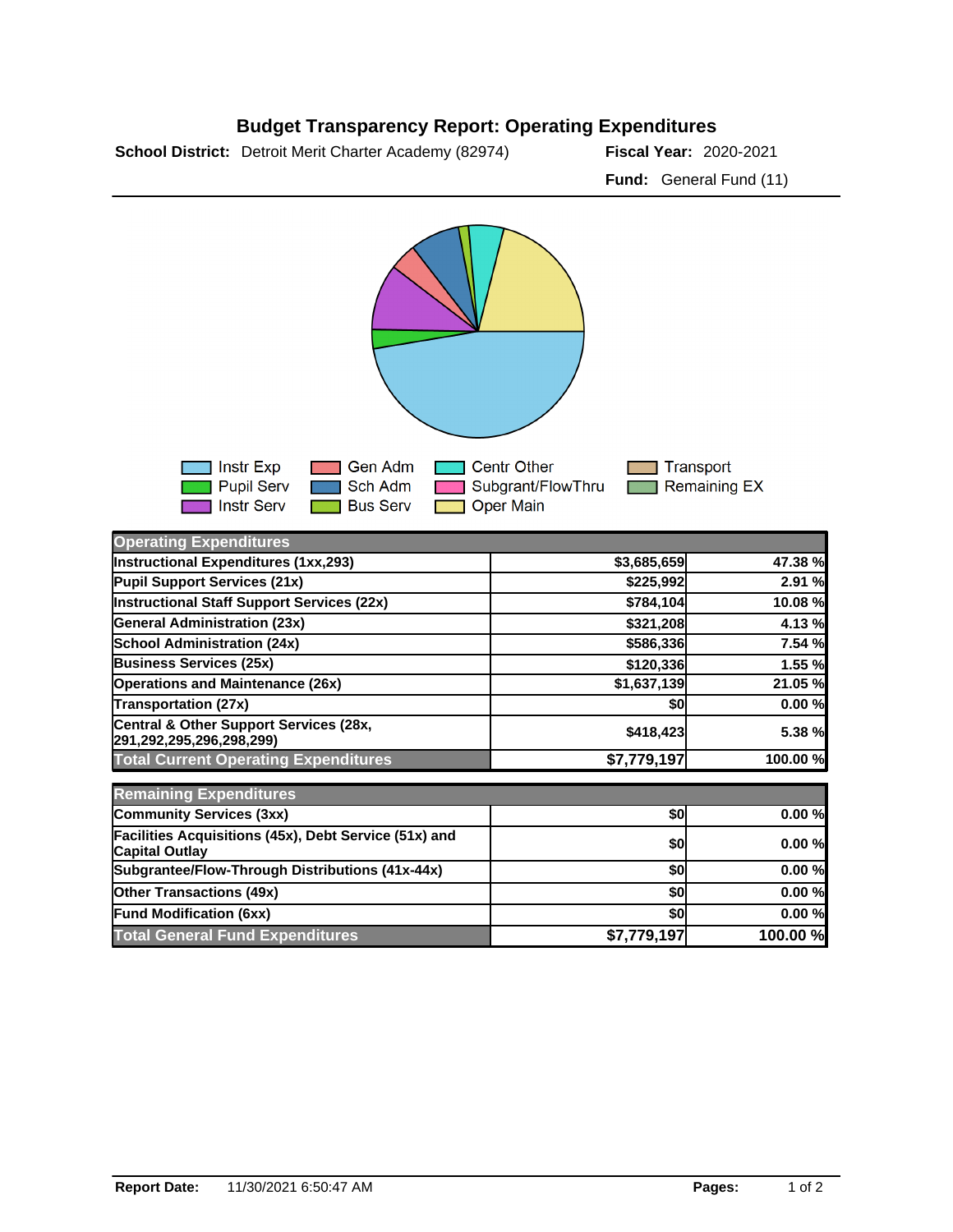# Budget Transparency Report: Operating Expenditures

**School District:** Detroit Merit Charter Academy (82974) **Fiscal Year:** 2020-2021

**Fund:** General Fund (11)

Instr Exp | Gen Adm | Centr Other | Transport
Pupil Serv | Sch Adm | Subgrant/FlowThru | Remaining EX
Instr Serv | Bus Serv | Oper Main

| Operating Expenditures | | |
|---|---|---|
| Instructional Expenditures (1xx,293) | $3,685,659 | 47.38 % |
| Pupil Support Services (21x) | $225,992 | 2.91 % |
| Instructional Staff Support Services (22x) | $784,104 | 10.08 % |
| General Administration (23x) | $321,208 | 4.13 % |
| School Administration (24x) | $586,336 | 7.54 % |
| Business Services (25x) | $120,336 | 1.55 % |
| Operations and Maintenance (26x) | $1,637,139 | 21.05 % |
| Transportation (27x) | $0 | 0.00 % |
| Central & Other Support Services (28x, 291,292,295,296,298,299) | $418,423 | 5.38 % |
| **Total Current Operating Expenditures** | **$7,779,197** | **100.00 %** |

| Remaining Expenditures | | |
|---|---|---|
| Community Services (3xx) | $0 | 0.00 % |
| Facilities Acquisitions (45x), Debt Service (51x) and Capital Outlay | $0 | 0.00 % |
| Subgrantee/Flow-Through Distributions (41x-44x) | $0 | 0.00 % |
| Other Transactions (49x) | $0 | 0.00 % |
| Fund Modification (6xx) | $0 | 0.00 % |
| **Total General Fund Expenditures** | **$7,779,197** | **100.00 %** |

**Report Date:** 11/30/2021 6:50:47 AM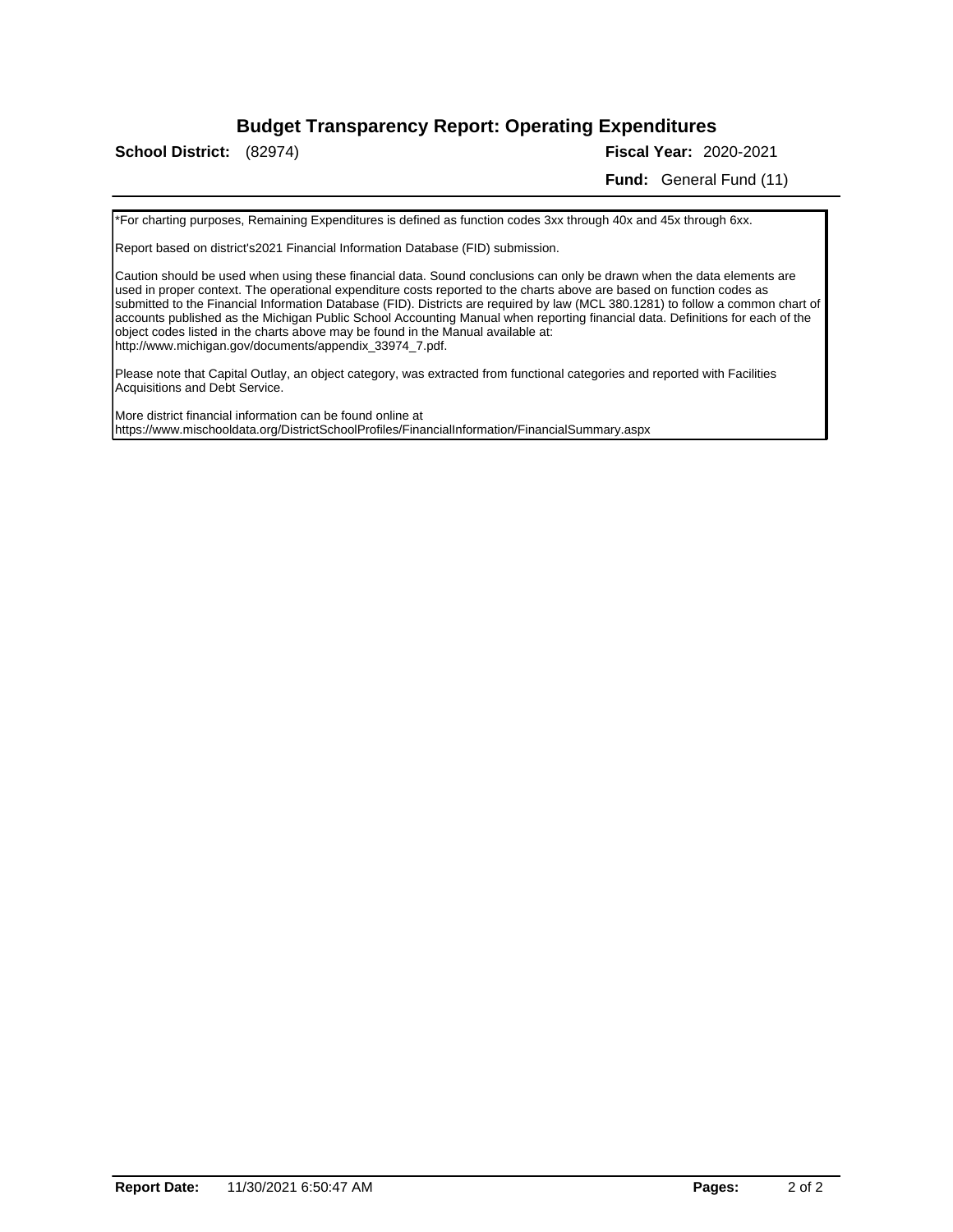# Budget Transparency Report: Operating Expenditures

**School District:** (82974)

**Fiscal Year:** 2020-2021

**Fund:** General Fund (11)

*For charting purposes, Remaining Expenditures is defined as function codes 3xx through 40x and 45x through 6xx.

Report based on district's2021 Financial Information Database (FID) submission.

Caution should be used when using these financial data. Sound conclusions can only be drawn when the data elements are used in proper context. The operational expenditure costs reported to the charts above are based on function codes as submitted to the Financial Information Database (FID). Districts are required by law (MCL 380.1281) to follow a common chart of accounts published as the Michigan Public School Accounting Manual when reporting financial data. Definitions for each of the object codes listed in the charts above may be found in the Manual available at: http://www.michigan.gov/documents/appendix_33974_7.pdf.

Please note that Capital Outlay, an object category, was extracted from functional categories and reported with Facilities Acquisitions and Debt Service.

More district financial information can be found online at https://www.mischooldata.org/DistrictSchoolProfiles/FinancialInformation/FinancialSummary.aspx

**Report Date:** 11/30/2021 6:50:47 AM